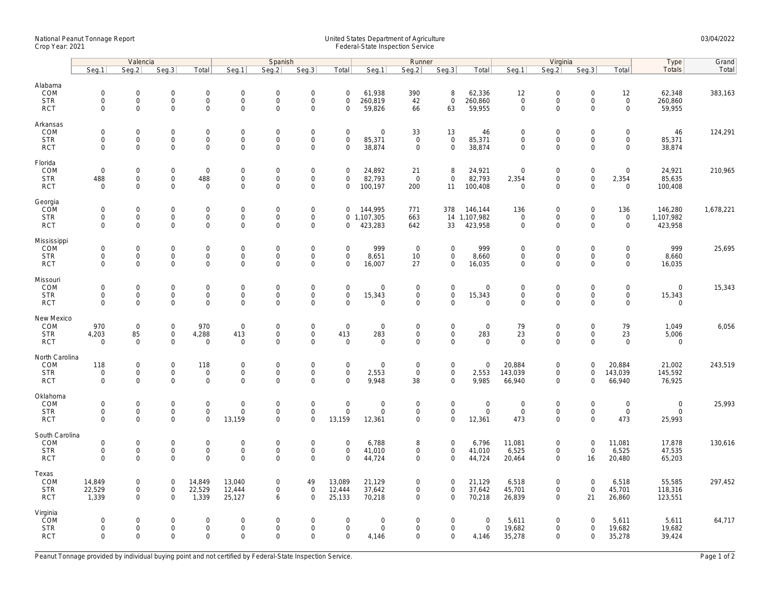National Peanut Tonnage Report
Crop Year: 2021

United States Department of Agriculture
Federal-State Inspection Service

03/04/2022

| | Valencia | | | | Spanish | | | | Runner | | | | Virginia | | | | Type | Grand |
|---|---|---|---|---|---|---|---|---|---|---|---|---|---|---|---|---|---|---|
| | Seg.1 | Seg.2 | Seg.3 | Total | Seg.1 | Seg.2 | Seg.3 | Total | Seg.1 | Seg.2 | Seg.3 | Total | Seg.1 | Seg.2 | Seg.3 | Total | Totals | Total |
| **Alabama** | | | | | | | | | | | | | | | | | | |
| COM | 0 | 0 | 0 | 0 | 0 | 0 | 0 | 0 | 61,938 | 390 | 8 | 62,336 | 12 | 0 | 0 | 12 | 62,348 | 383,163 |
| STR | 0 | 0 | 0 | 0 | 0 | 0 | 0 | 0 | 260,819 | 42 | 0 | 260,860 | 0 | 0 | 0 | 0 | 260,860 | |
| RCT | 0 | 0 | 0 | 0 | 0 | 0 | 0 | 0 | 59,826 | 66 | 63 | 59,955 | 0 | 0 | 0 | 0 | 59,955 | |
| **Arkansas** | | | | | | | | | | | | | | | | | | |
| COM | 0 | 0 | 0 | 0 | 0 | 0 | 0 | 0 | 0 | 33 | 13 | 46 | 0 | 0 | 0 | 0 | 46 | 124,291 |
| STR | 0 | 0 | 0 | 0 | 0 | 0 | 0 | 0 | 85,371 | 0 | 0 | 85,371 | 0 | 0 | 0 | 0 | 85,371 | |
| RCT | 0 | 0 | 0 | 0 | 0 | 0 | 0 | 0 | 38,874 | 0 | 0 | 38,874 | 0 | 0 | 0 | 0 | 38,874 | |
| **Florida** | | | | | | | | | | | | | | | | | | |
| COM | 0 | 0 | 0 | 0 | 0 | 0 | 0 | 0 | 24,892 | 21 | 8 | 24,921 | 0 | 0 | 0 | 0 | 24,921 | 210,965 |
| STR | 488 | 0 | 0 | 488 | 0 | 0 | 0 | 0 | 82,793 | 0 | 0 | 82,793 | 2,354 | 0 | 0 | 2,354 | 85,635 | |
| RCT | 0 | 0 | 0 | 0 | 0 | 0 | 0 | 0 | 100,197 | 200 | 11 | 100,408 | 0 | 0 | 0 | 0 | 100,408 | |
| **Georgia** | | | | | | | | | | | | | | | | | | |
| COM | 0 | 0 | 0 | 0 | 0 | 0 | 0 | 0 | 144,995 | 771 | 378 | 146,144 | 136 | 0 | 0 | 136 | 146,280 | 1,678,221 |
| STR | 0 | 0 | 0 | 0 | 0 | 0 | 0 | 0 | 1,107,305 | 663 | 14 | 1,107,982 | 0 | 0 | 0 | 0 | 1,107,982 | |
| RCT | 0 | 0 | 0 | 0 | 0 | 0 | 0 | 0 | 423,283 | 642 | 33 | 423,958 | 0 | 0 | 0 | 0 | 423,958 | |
| **Mississippi** | | | | | | | | | | | | | | | | | | |
| COM | 0 | 0 | 0 | 0 | 0 | 0 | 0 | 0 | 999 | 0 | 0 | 999 | 0 | 0 | 0 | 0 | 999 | 25,695 |
| STR | 0 | 0 | 0 | 0 | 0 | 0 | 0 | 0 | 8,651 | 10 | 0 | 8,660 | 0 | 0 | 0 | 0 | 8,660 | |
| RCT | 0 | 0 | 0 | 0 | 0 | 0 | 0 | 0 | 16,007 | 27 | 0 | 16,035 | 0 | 0 | 0 | 0 | 16,035 | |
| **Missouri** | | | | | | | | | | | | | | | | | | |
| COM | 0 | 0 | 0 | 0 | 0 | 0 | 0 | 0 | 0 | 0 | 0 | 0 | 0 | 0 | 0 | 0 | 0 | 15,343 |
| STR | 0 | 0 | 0 | 0 | 0 | 0 | 0 | 0 | 15,343 | 0 | 0 | 15,343 | 0 | 0 | 0 | 0 | 15,343 | |
| RCT | 0 | 0 | 0 | 0 | 0 | 0 | 0 | 0 | 0 | 0 | 0 | 0 | 0 | 0 | 0 | 0 | 0 | |
| **New Mexico** | | | | | | | | | | | | | | | | | | |
| COM | 970 | 0 | 0 | 970 | 0 | 0 | 0 | 0 | 0 | 0 | 0 | 0 | 79 | 0 | 0 | 79 | 1,049 | 6,056 |
| STR | 4,203 | 85 | 0 | 4,288 | 413 | 0 | 0 | 413 | 283 | 0 | 0 | 283 | 23 | 0 | 0 | 23 | 5,006 | |
| RCT | 0 | 0 | 0 | 0 | 0 | 0 | 0 | 0 | 0 | 0 | 0 | 0 | 0 | 0 | 0 | 0 | 0 | |
| **North Carolina** | | | | | | | | | | | | | | | | | | |
| COM | 118 | 0 | 0 | 118 | 0 | 0 | 0 | 0 | 0 | 0 | 0 | 0 | 20,884 | 0 | 0 | 20,884 | 21,002 | 243,519 |
| STR | 0 | 0 | 0 | 0 | 0 | 0 | 0 | 0 | 2,553 | 0 | 0 | 2,553 | 143,039 | 0 | 0 | 143,039 | 145,592 | |
| RCT | 0 | 0 | 0 | 0 | 0 | 0 | 0 | 0 | 9,948 | 38 | 0 | 9,985 | 66,940 | 0 | 0 | 66,940 | 76,925 | |
| **Oklahoma** | | | | | | | | | | | | | | | | | | |
| COM | 0 | 0 | 0 | 0 | 0 | 0 | 0 | 0 | 0 | 0 | 0 | 0 | 0 | 0 | 0 | 0 | 0 | 25,993 |
| STR | 0 | 0 | 0 | 0 | 0 | 0 | 0 | 0 | 0 | 0 | 0 | 0 | 0 | 0 | 0 | 0 | 0 | |
| RCT | 0 | 0 | 0 | 0 | 13,159 | 0 | 0 | 13,159 | 12,361 | 0 | 0 | 12,361 | 473 | 0 | 0 | 473 | 25,993 | |
| **South Carolina** | | | | | | | | | | | | | | | | | | |
| COM | 0 | 0 | 0 | 0 | 0 | 0 | 0 | 0 | 6,788 | 8 | 0 | 6,796 | 11,081 | 0 | 0 | 11,081 | 17,878 | 130,616 |
| STR | 0 | 0 | 0 | 0 | 0 | 0 | 0 | 0 | 41,010 | 0 | 0 | 41,010 | 6,525 | 0 | 0 | 6,525 | 47,535 | |
| RCT | 0 | 0 | 0 | 0 | 0 | 0 | 0 | 0 | 44,724 | 0 | 0 | 44,724 | 20,464 | 0 | 16 | 20,480 | 65,203 | |
| **Texas** | | | | | | | | | | | | | | | | | | |
| COM | 14,849 | 0 | 0 | 14,849 | 13,040 | 0 | 49 | 13,089 | 21,129 | 0 | 0 | 21,129 | 6,518 | 0 | 0 | 6,518 | 55,585 | 297,452 |
| STR | 22,529 | 0 | 0 | 22,529 | 12,444 | 0 | 0 | 12,444 | 37,642 | 0 | 0 | 37,642 | 45,701 | 0 | 0 | 45,701 | 118,316 | |
| RCT | 1,339 | 0 | 0 | 1,339 | 25,127 | 6 | 0 | 25,133 | 70,218 | 0 | 0 | 70,218 | 26,839 | 0 | 21 | 26,860 | 123,551 | |
| **Virginia** | | | | | | | | | | | | | | | | | | |
| COM | 0 | 0 | 0 | 0 | 0 | 0 | 0 | 0 | 0 | 0 | 0 | 0 | 5,611 | 0 | 0 | 5,611 | 5,611 | 64,717 |
| STR | 0 | 0 | 0 | 0 | 0 | 0 | 0 | 0 | 0 | 0 | 0 | 0 | 19,682 | 0 | 0 | 19,682 | 19,682 | |
| RCT | 0 | 0 | 0 | 0 | 0 | 0 | 0 | 0 | 4,146 | 0 | 0 | 4,146 | 35,278 | 0 | 0 | 35,278 | 39,424 | |

Peanut Tonnage provided by individual buying point and not certified by Federal-State Inspection Service.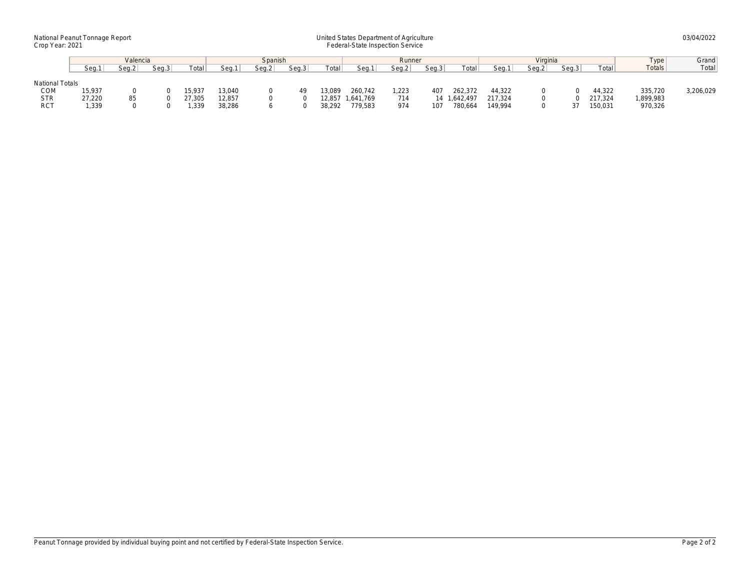National Peanut Tonnage Report
Crop Year: 2021

United States Department of Agriculture
Federal-State Inspection Service

03/04/2022

| | Valencia | | | | Spanish | | | | Runner | | | | Virginia | | | | Type | Grand |
|---|---|---|---|---|---|---|---|---|---|---|---|---|---|---|---|---|---|---|
| | Seg.1 | Seg.2 | Seg.3 | Total | Seg.1 | Seg.2 | Seg.3 | Total | Seg.1 | Seg.2 | Seg.3 | Total | Seg.1 | Seg.2 | Seg.3 | Total | Totals | Total |
| National Totals | | | | | | | | | | | | | | | | | | |
| COM | 15,937 | 0 | 0 | 15,937 | 13,040 | 0 | 49 | 13,089 | 260,742 | 1,223 | 407 | 262,372 | 44,322 | 0 | 0 | 44,322 | 335,720 | 3,206,029 |
| STR | 27,220 | 85 | 0 | 27,305 | 12,857 | 0 | 0 | 12,857 | 1,641,769 | 714 | 14 | 1,642,497 | 217,324 | 0 | 0 | 217,324 | 1,899,983 | |
| RCT | 1,339 | 0 | 0 | 1,339 | 38,286 | 6 | 0 | 38,292 | 779,583 | 974 | 107 | 780,664 | 149,994 | 0 | 37 | 150,031 | 970,326 | |

Peanut Tonnage provided by individual buying point and not certified by Federal-State Inspection Service.